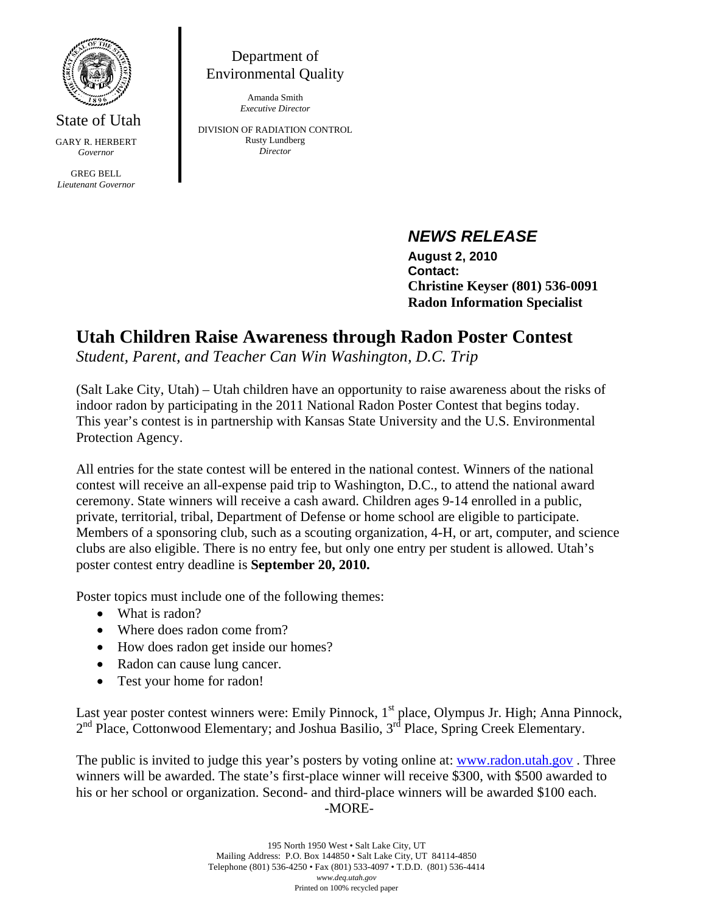State of Utah

GARY R. HERBERT
*Governor*

GREG BELL
*Lieutenant Governor*

Department of Environmental Quality

Amanda Smith
*Executive Director*

DIVISION OF RADIATION CONTROL
Rusty Lundberg
*Director*

***NEWS RELEASE***

**August 2, 2010**
**Contact:**
**Christine Keyser (801) 536-0091**
**Radon Information Specialist**

# Utah Children Raise Awareness through Radon Poster Contest

*Student, Parent, and Teacher Can Win Washington, D.C. Trip*

(Salt Lake City, Utah) – Utah children have an opportunity to raise awareness about the risks of indoor radon by participating in the 2011 National Radon Poster Contest that begins today. This year's contest is in partnership with Kansas State University and the U.S. Environmental Protection Agency.

All entries for the state contest will be entered in the national contest. Winners of the national contest will receive an all-expense paid trip to Washington, D.C., to attend the national award ceremony. State winners will receive a cash award. Children ages 9-14 enrolled in a public, private, territorial, tribal, Department of Defense or home school are eligible to participate. Members of a sponsoring club, such as a scouting organization, 4-H, or art, computer, and science clubs are also eligible. There is no entry fee, but only one entry per student is allowed. Utah's poster contest entry deadline is **September 20, 2010.**

Poster topics must include one of the following themes:

- What is radon?
- Where does radon come from?
- How does radon get inside our homes?
- Radon can cause lung cancer.
- Test your home for radon!

Last year poster contest winners were: Emily Pinnock, 1st place, Olympus Jr. High; Anna Pinnock, 2nd Place, Cottonwood Elementary; and Joshua Basilio, 3rd Place, Spring Creek Elementary.

The public is invited to judge this year's posters by voting online at: www.radon.utah.gov . Three winners will be awarded. The state's first-place winner will receive $300, with $500 awarded to his or her school or organization. Second- and third-place winners will be awarded $100 each.

-MORE-

195 North 1950 West • Salt Lake City, UT
Mailing Address: P.O. Box 144850 • Salt Lake City, UT 84114-4850
Telephone (801) 536-4250 • Fax (801) 533-4097 • T.D.D. (801) 536-4414
*www.deq.utah.gov*
Printed on 100% recycled paper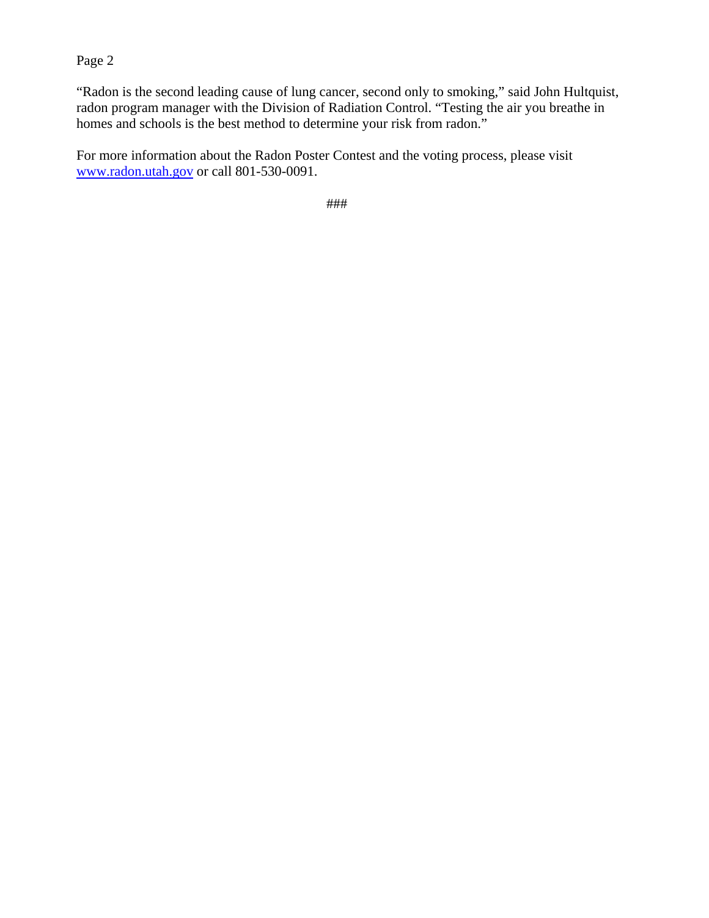"Radon is the second leading cause of lung cancer, second only to smoking," said John Hultquist, radon program manager with the Division of Radiation Control. "Testing the air you breathe in homes and schools is the best method to determine your risk from radon."

For more information about the Radon Poster Contest and the voting process, please visit [www.radon.utah.gov](http://www.radon.utah.gov) or call 801-530-0091.

###